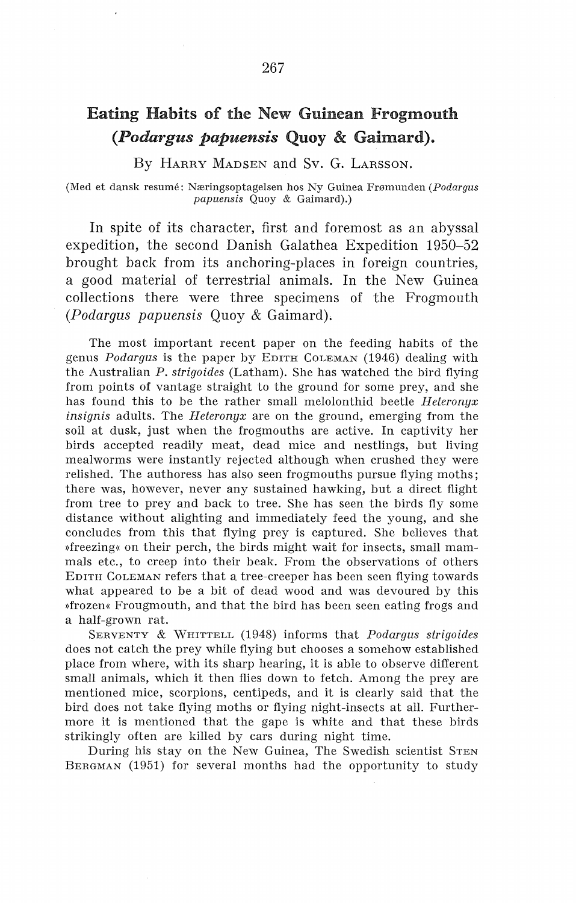# Eating Habits of the New Guinean Frogmouth (*Podargus papuensis* Quoy & Gaimard).

By Harry Madsen and Sv. G. Larsson.

(Med et dansk resumé: Næringsoptagelsen hos Ny Guinea Frømunden (*Podargus papuensis* Quoy & Gaimard).)

In spite of its character, first and foremost as an abyssal expedition, the second Danish Galathea Expedition 1950–52 brought back from its anchoring-places in foreign countries, a good material of terrestrial animals. In the New Guinea collections there were three specimens of the Frogmouth (*Podargus papuensis* Quoy & Gaimard).

The most important recent paper on the feeding habits of the genus *Podargus* is the paper by Edith Coleman (1946) dealing with the Australian *P. strigoides* (Latham). She has watched the bird flying from points of vantage straight to the ground for some prey, and she has found this to be the rather small melolonthid beetle *Heteronyx insignis* adults. The *Heteronyx* are on the ground, emerging from the soil at dusk, just when the frogmouths are active. In captivity her birds accepted readily meat, dead mice and nestlings, but living mealworms were instantly rejected although when crushed they were relished. The authoress has also seen frogmouths pursue flying moths; there was, however, never any sustained hawking, but a direct flight from tree to prey and back to tree. She has seen the birds fly some distance without alighting and immediately feed the young, and she concludes from this that flying prey is captured. She believes that »freezing« on their perch, the birds might wait for insects, small mammals etc., to creep into their beak. From the observations of others Edith Coleman refers that a tree-creeper has been seen flying towards what appeared to be a bit of dead wood and was devoured by this »frozen« Frougmouth, and that the bird has been seen eating frogs and a half-grown rat.

Serventy & Whittell (1948) informs that *Podargus strigoides* does not catch the prey while flying but chooses a somehow established place from where, with its sharp hearing, it is able to observe different small animals, which it then flies down to fetch. Among the prey are mentioned mice, scorpions, centipeds, and it is clearly said that the bird does not take flying moths or flying night-insects at all. Furthermore it is mentioned that the gape is white and that these birds strikingly often are killed by cars during night time.

During his stay on the New Guinea, The Swedish scientist Sten Bergman (1951) for several months had the opportunity to study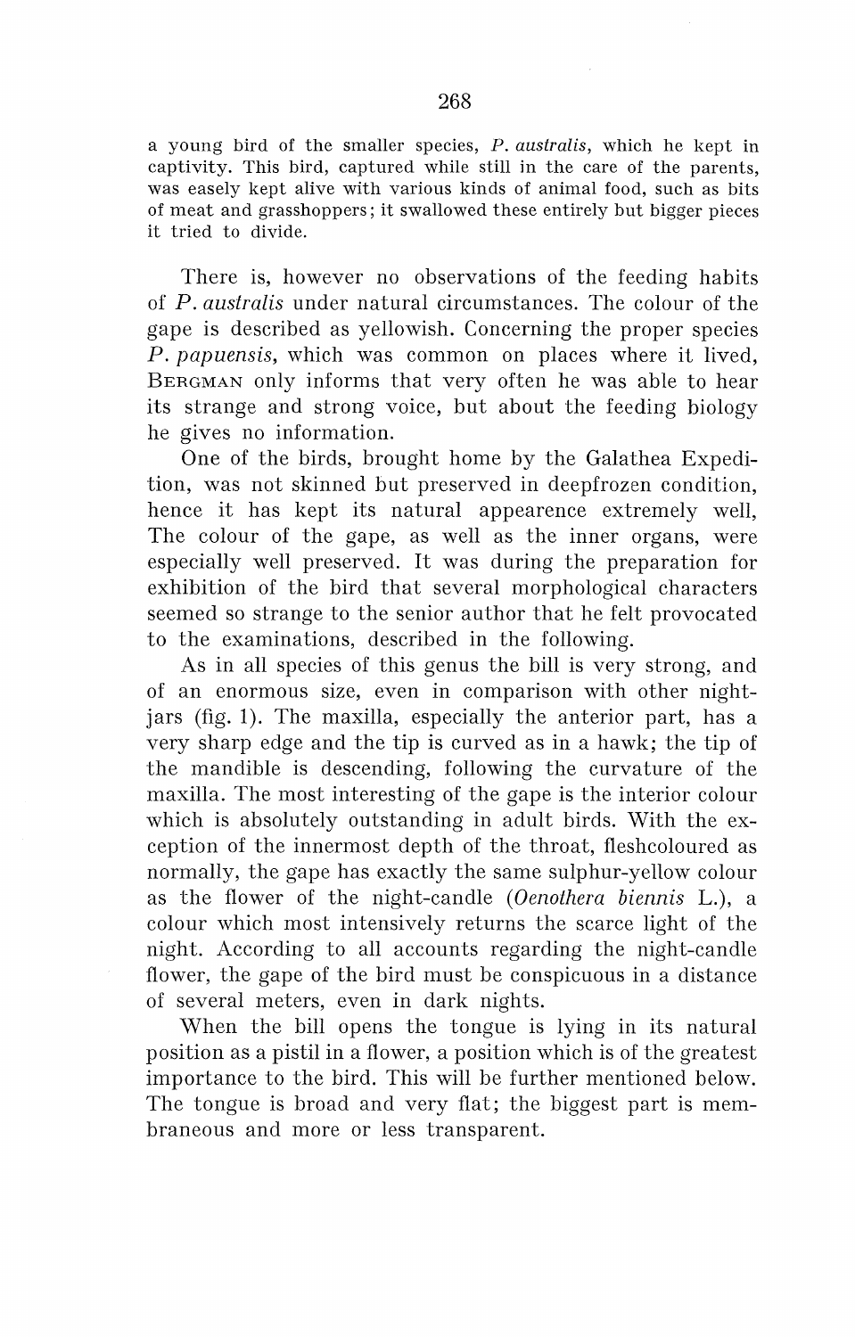a young bird of the smaller species, *P. australis*, which he kept in captivity. This bird, captured while still in the care of the parents, was easely kept alive with various kinds of animal food, such as bits of meat and grasshoppers; it swallowed these entirely but bigger pieces it tried to divide.

There is, however no observations of the feeding habits of *P. australis* under natural circumstances. The colour of the gape is described as yellowish. Concerning the proper species *P. papuensis*, which was common on places where it lived, BERGMAN only informs that very often he was able to hear its strange and strong voice, but about the feeding biology he gives no information.

One of the birds, brought home by the Galathea Expedition, was not skinned but preserved in deepfrozen condition, hence it has kept its natural appearence extremely well, The colour of the gape, as well as the inner organs, were especially well preserved. It was during the preparation for exhibition of the bird that several morphological characters seemed so strange to the senior author that he felt provocated to the examinations, described in the following.

As in all species of this genus the bill is very strong, and of an enormous size, even in comparison with other nightjars (fig. 1). The maxilla, especially the anterior part, has a very sharp edge and the tip is curved as in a hawk; the tip of the mandible is descending, following the curvature of the maxilla. The most interesting of the gape is the interior colour which is absolutely outstanding in adult birds. With the exception of the innermost depth of the throat, fleshcoloured as normally, the gape has exactly the same sulphur-yellow colour as the flower of the night-candle (*Oenothera biennis* L.), a colour which most intensively returns the scarce light of the night. According to all accounts regarding the night-candle flower, the gape of the bird must be conspicuous in a distance of several meters, even in dark nights.

When the bill opens the tongue is lying in its natural position as a pistil in a flower, a position which is of the greatest importance to the bird. This will be further mentioned below. The tongue is broad and very flat; the biggest part is membraneous and more or less transparent.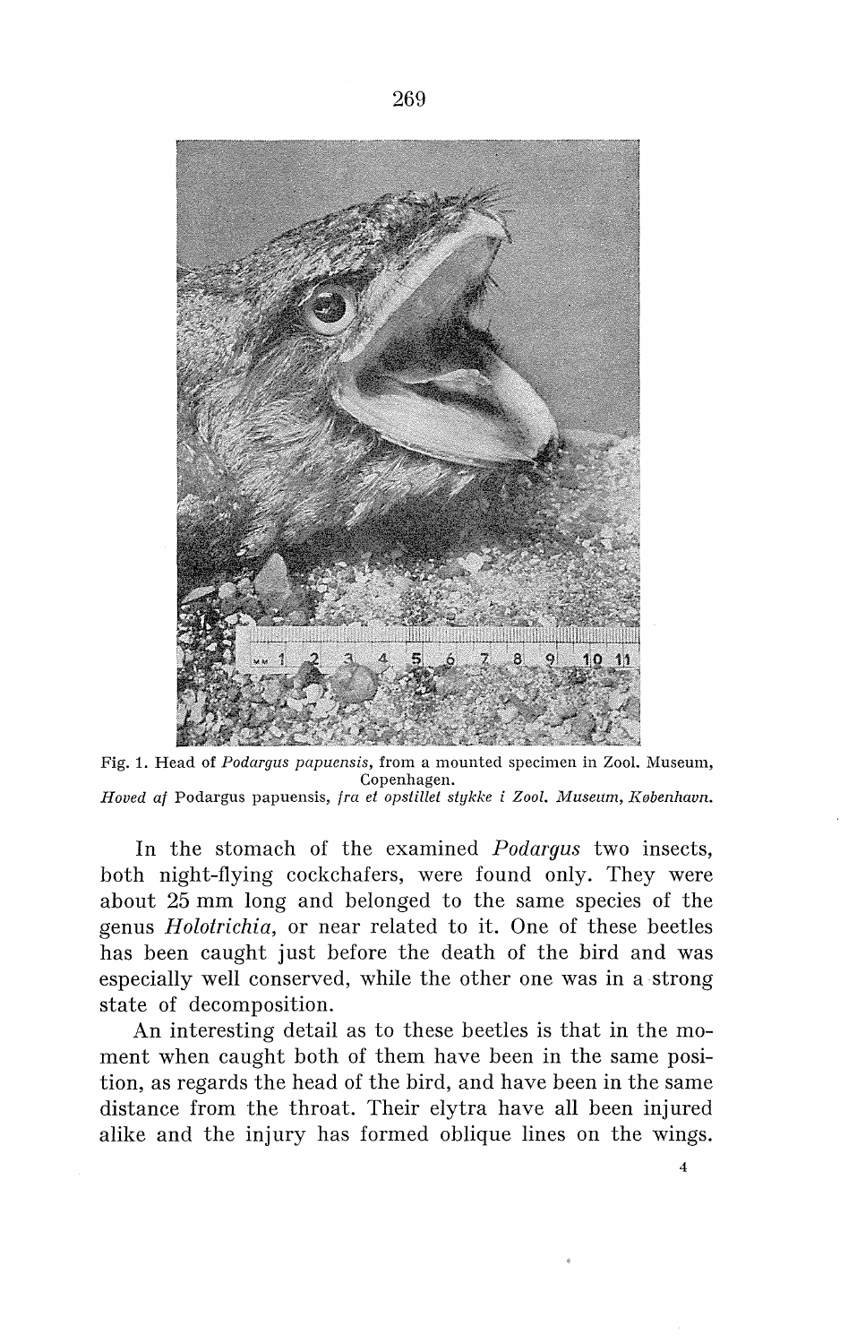Fig. 1. Head of *Podargus papuensis*, from a mounted specimen in Zool. Museum, Copenhagen.
*Hoved af* Podargus papuensis, *fra et opstillet stykke i Zool. Museum, København.*

In the stomach of the examined *Podargus* two insects, both night-flying cockchafers, were found only. They were about 25 mm long and belonged to the same species of the genus *Holotrichia*, or near related to it. One of these beetles has been caught just before the death of the bird and was especially well conserved, while the other one was in a strong state of decomposition.

An interesting detail as to these beetles is that in the moment when caught both of them have been in the same position, as regards the head of the bird, and have been in the same distance from the throat. Their elytra have all been injured alike and the injury has formed oblique lines on the wings.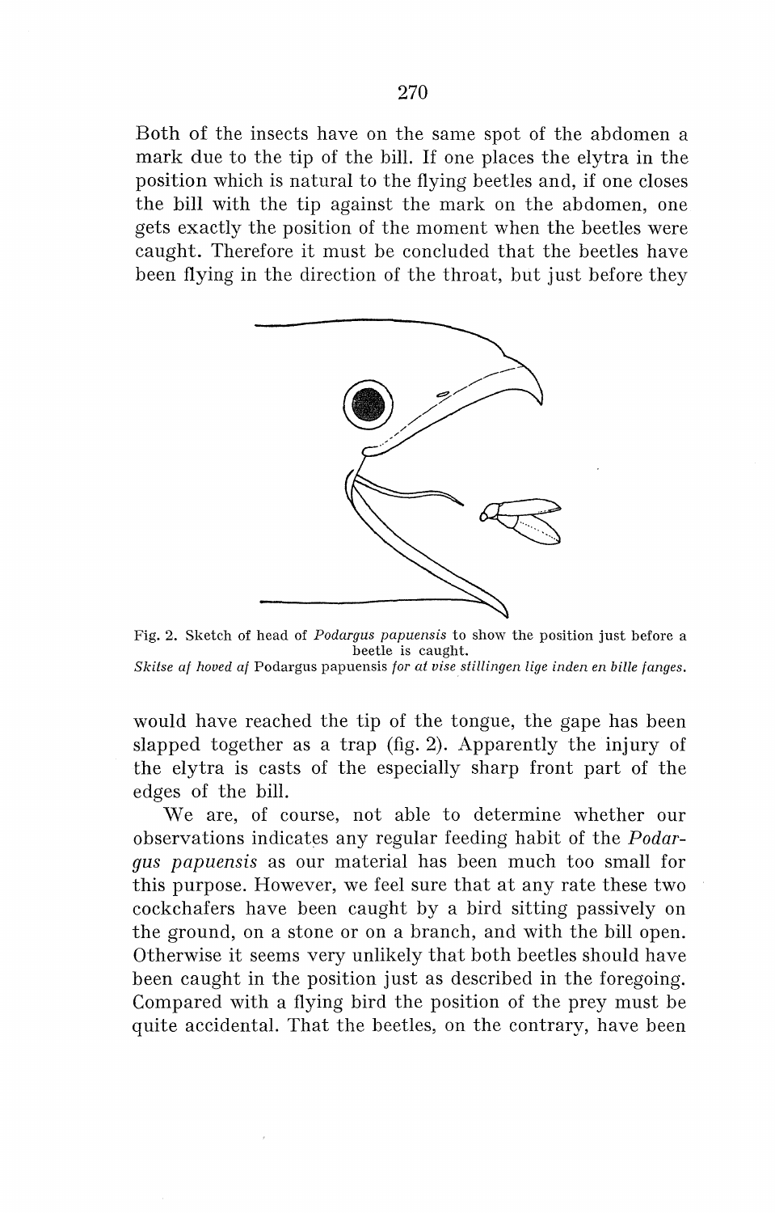Both of the insects have on the same spot of the abdomen a mark due to the tip of the bill. If one places the elytra in the position which is natural to the flying beetles and, if one closes the bill with the tip against the mark on the abdomen, one gets exactly the position of the moment when the beetles were caught. Therefore it must be concluded that the beetles have been flying in the direction of the throat, but just before they

Fig. 2. Sketch of head of *Podargus papuensis* to show the position just before a beetle is caught.
*Skitse af hoved af* Podargus papuensis *for at vise stillingen lige inden en bille fanges.*

would have reached the tip of the tongue, the gape has been slapped together as a trap (fig. 2). Apparently the injury of the elytra is casts of the especially sharp front part of the edges of the bill.

We are, of course, not able to determine whether our observations indicates any regular feeding habit of the *Podargus papuensis* as our material has been much too small for this purpose. However, we feel sure that at any rate these two cockchafers have been caught by a bird sitting passively on the ground, on a stone or on a branch, and with the bill open. Otherwise it seems very unlikely that both beetles should have been caught in the position just as described in the foregoing. Compared with a flying bird the position of the prey must be quite accidental. That the beetles, on the contrary, have been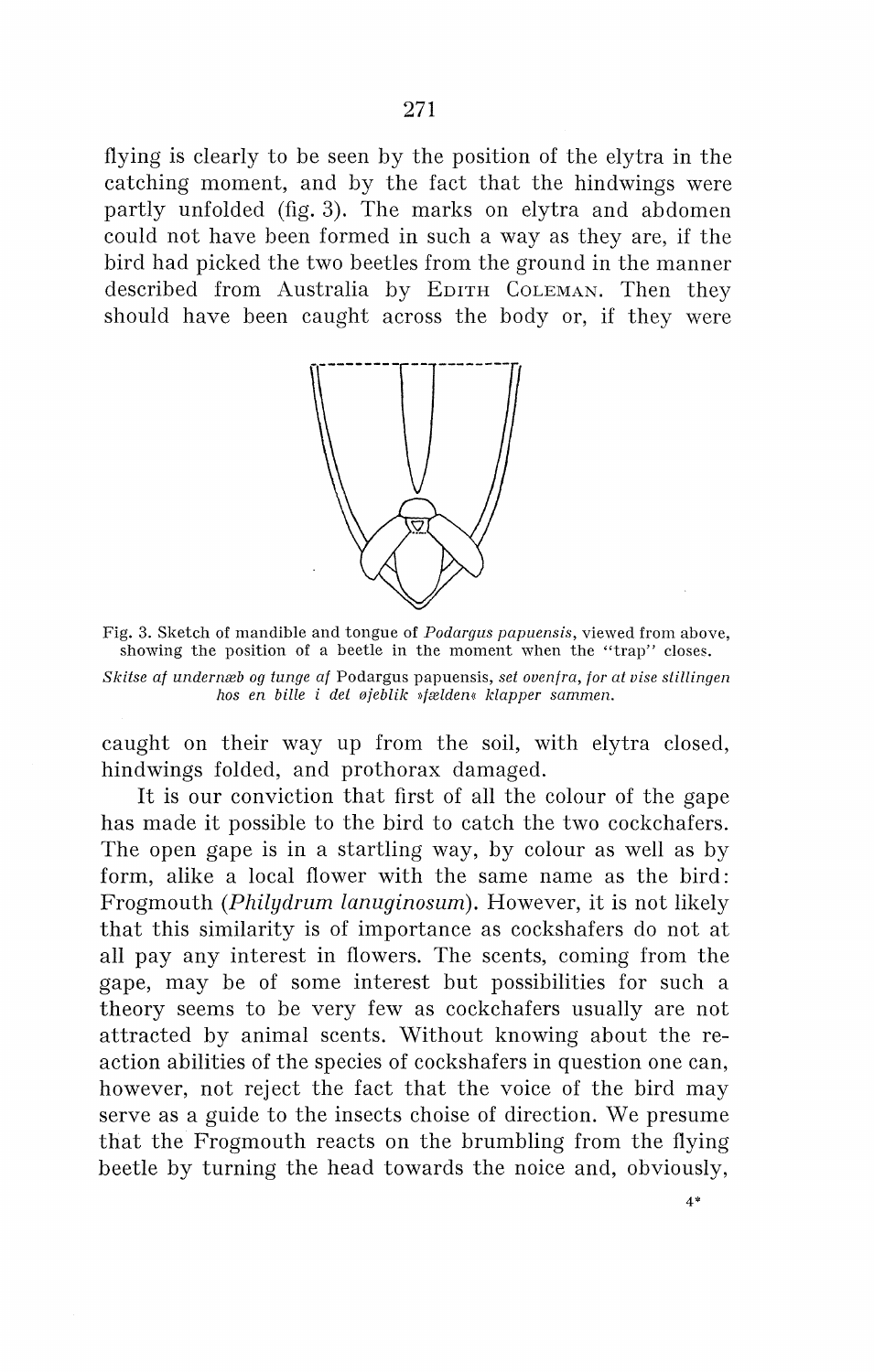flying is clearly to be seen by the position of the elytra in the catching moment, and by the fact that the hindwings were partly unfolded (fig. 3). The marks on elytra and abdomen could not have been formed in such a way as they are, if the bird had picked the two beetles from the ground in the manner described from Australia by EDITH COLEMAN. Then they should have been caught across the body or, if they were

Fig. 3. Sketch of mandible and tongue of *Podargus papuensis*, viewed from above, showing the position of a beetle in the moment when the "trap" closes.

*Skitse af undernæb og tunge af* Podargus papuensis, *set ovenfra, for at vise stillingen hos en bille i det øjeblik »fælden« klapper sammen.*

caught on their way up from the soil, with elytra closed, hindwings folded, and prothorax damaged.

It is our conviction that first of all the colour of the gape has made it possible to the bird to catch the two cockchafers. The open gape is in a startling way, by colour as well as by form, alike a local flower with the same name as the bird: Frogmouth (*Philydrum lanuginosum*). However, it is not likely that this similarity is of importance as cockshafers do not at all pay any interest in flowers. The scents, coming from the gape, may be of some interest but possibilities for such a theory seems to be very few as cockchafers usually are not attracted by animal scents. Without knowing about the reaction abilities of the species of cockshafers in question one can, however, not reject the fact that the voice of the bird may serve as a guide to the insects choise of direction. We presume that the Frogmouth reacts on the brumbling from the flying beetle by turning the head towards the noice and, obviously,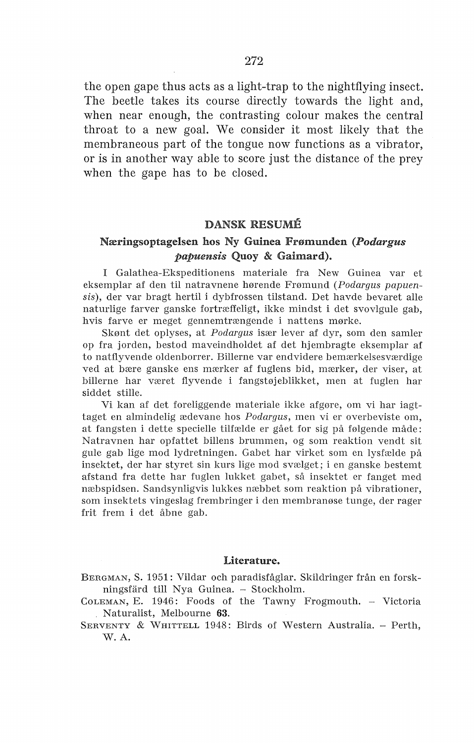the open gape thus acts as a light-trap to the nightflying insect. The beetle takes its course directly towards the light and, when near enough, the contrasting colour makes the central throat to a new goal. We consider it most likely that the membraneous part of the tongue now functions as a vibrator, or is in another way able to score just the distance of the prey when the gape has to be closed.

## DANSK RESUMÉ

### Næringsoptagelsen hos Ny Guinea Frømunden (*Podargus papuensis* Quoy & Gaimard).

I Galathea-Ekspeditionens materiale fra New Guinea var et eksemplar af den til natravnene hørende Frømund (*Podargus papuensis*), der var bragt hertil i dybfrossen tilstand. Det havde bevaret alle naturlige farver ganske fortræffeligt, ikke mindst i det svovlgule gab, hvis farve er meget gennemtrængende i nattens mørke.

Skønt det oplyses, at *Podargus* især lever af dyr, som den samler op fra jorden, bestod maveindholdet af det hjembragte eksemplar af to natflyvende oldenborrer. Billerne var endvidere bemærkelsesværdige ved at bære ganske ens mærker af fuglens bid, mærker, der viser, at billerne har været flyvende i fangstøjeblikket, men at fuglen har siddet stille.

Vi kan af det foreliggende materiale ikke afgøre, om vi har iagttaget en almindelig ædevane hos *Podargus*, men vi er overbeviste om, at fangsten i dette specielle tilfælde er gået for sig på følgende måde: Natravnen har opfattet billens brummen, og som reaktion vendt sit gule gab lige mod lydretningen. Gabet har virket som en lysfælde på insektet, der har styret sin kurs lige mod svælget; i en ganske bestemt afstand fra dette har fuglen lukket gabet, så insektet er fanget med næbspidsen. Sandsynligvis lukkes næbbet som reaktion på vibrationer, som insektets vingeslag frembringer i den membranøse tunge, der rager frit frem i det åbne gab.

### Literature.

BERGMAN, S. 1951: Vildar och paradisfåglar. Skildringer från en forskningsfärd till Nya Guinea. – Stockholm.

COLEMAN, E. 1946: Foods of the Tawny Frogmouth. – Victoria Naturalist, Melbourne **63**.

SERVENTY & WHITTELL 1948: Birds of Western Australia. – Perth, W. A.